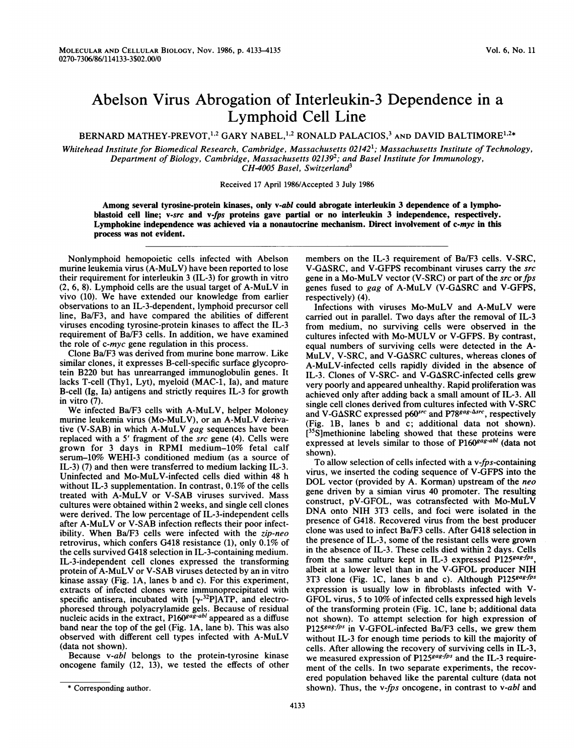# Abelson Virus Abrogation of Interleukin-3 Dependence in a Lymphoid Cell Line

BERNARD MATHEY-PREVOT,[1,2] GARY NABEL,[1,2] RONALD PALACIOS,[3] AND DAVID BALTIMORE[1,2]*

*Whitehead Institute for Biomedical Research, Cambridge, Massachusetts 02142*[1]*; Massachusetts Institute of Technology, Department of Biology, Cambridge, Massachusetts 02139*[2]*; and Basel Institute for Immunology, CH-4005 Basel, Switzerland*[3]

Received 17 April 1986/Accepted 3 July 1986

**Among several tyrosine-protein kinases, only v-*abl* could abrogate interleukin 3 dependence of a lymphoblastoid cell line; v-*src* and v-*fps* proteins gave partial or no interleukin 3 independence, respectively. Lymphokine independence was achieved via a nonautocrine mechanism. Direct involvement of c-*myc* in this process was not evident.**

Nonlymphoid hemopoietic cells infected with Abelson murine leukemia virus (A-MuLV) have been reported to lose their requirement for interleukin 3 (IL-3) for growth in vitro (2, 6, 8). Lymphoid cells are the usual target of A-MuLV in vivo (10). We have extended our knowledge from earlier observations to an IL-3-dependent, lymphoid precursor cell line, Ba/F3, and have compared the abilities of different viruses encoding tyrosine-protein kinases to affect the IL-3 requirement of Ba/F3 cells. In addition, we have examined the role of c-*myc* gene regulation in this process.

Clone Ba/F3 was derived from murine bone marrow. Like similar clones, it expresses B-cell-specific surface glycoprotein B220 but has unrearranged immunoglobulin genes. It lacks T-cell (Thy1, Lyt), myeloid (MAC-1, Ia), and mature B-cell (Ig, Ia) antigens and strictly requires IL-3 for growth in vitro (7).

We infected Ba/F3 cells with A-MuLV, helper Moloney murine leukemia virus (Mo-MuLV), or an A-MuLV derivative (V-SAB) in which A-MuLV *gag* sequences have been replaced with a 5′ fragment of the *src* gene (4). Cells were grown for 3 days in RPMI medium–10% fetal calf serum–10% WEHI-3 conditioned medium (as a source of IL-3) (7) and then were transferred to medium lacking IL-3. Uninfected and Mo-MuLV-infected cells died within 48 h without IL-3 supplementation. In contrast, 0.1% of the cells treated with A-MuLV or V-SAB viruses survived. Mass cultures were obtained within 2 weeks, and single cell clones were derived. The low percentage of IL-3-independent cells after A-MuLV or V-SAB infection reflects their poor infectibility. When Ba/F3 cells were infected with the *zip-neo* retrovirus, which confers G418 resistance (1), only 0.1% of the cells survived G418 selection in IL-3-containing medium. IL-3-independent cell clones expressed the transforming protein of A-MuLV or V-SAB viruses detected by an in vitro kinase assay (Fig. 1A, lanes b and c). For this experiment, extracts of infected clones were immunoprecipitated with specific antisera, incubated with [$\gamma$-$^{32}$P]ATP, and electrophoresed through polyacrylamide gels. Because of residual nucleic acids in the extract, P160$^{gag\text{-}abl}$ appeared as a diffuse band near the top of the gel (Fig. 1A, lane b). This was also observed with different cell types infected with A-MuLV (data not shown).

Because v-*abl* belongs to the protein-tyrosine kinase oncogene family (12, 13), we tested the effects of other members on the IL-3 requirement of Ba/F3 cells. V-SRC, V-GΔSRC, and V-GFPS recombinant viruses carry the *src* gene in a Mo-MuLV vector (V-SRC) or part of the *src* or *fps* genes fused to *gag* of A-MuLV (V-GΔSRC and V-GFPS, respectively) (4).

Infections with viruses Mo-MuLV and A-MuLV were carried out in parallel. Two days after the removal of IL-3 from medium, no surviving cells were observed in the cultures infected with Mo-MULV or V-GFPS. By contrast, equal numbers of surviving cells were detected in the A-MuLV, V-SRC, and V-GΔSRC cultures, whereas clones of A-MuLV-infected cells rapidly divided in the absence of IL-3. Clones of V-SRC- and V-GΔSRC-infected cells grew very poorly and appeared unhealthy. Rapid proliferation was achieved only after adding back a small amount of IL-3. All single cell clones derived from cultures infected with V-SRC and V-GΔSRC expressed p60$^{src}$ and P78$^{gag\text{-}\Delta src}$, respectively (Fig. 1B, lanes b and c; additional data not shown). [$^{35}$S]methionine labeling showed that these proteins were expressed at levels similar to those of P160$^{gag\text{-}abl}$ (data not shown).

To allow selection of cells infected with a v-*fps*-containing virus, we inserted the coding sequence of V-GFPS into the DOL vector (provided by A. Korman) upstream of the *neo* gene driven by a simian virus 40 promoter. The resulting construct, pV-GFOL, was cotransfected with Mo-MuLV DNA onto NIH 3T3 cells, and foci were isolated in the presence of G418. Recovered virus from the best producer clone was used to infect Ba/F3 cells. After G418 selection in the presence of IL-3, some of the resistant cells were grown in the absence of IL-3. These cells died within 2 days. Cells from the same culture kept in IL-3 expressed P125$^{gag\text{-}fps}$, albeit at a lower level than in the V-GFOL producer NIH 3T3 clone (Fig. 1C, lanes b and c). Although P125$^{gag\text{-}fps}$ expression is usually low in fibroblasts infected with V-GFOL virus, 5 to 10% of infected cells expressed high levels of the transforming protein (Fig. 1C, lane b; additional data not shown). To attempt selection for high expression of P125$^{gag\text{-}fps}$ in V-GFOL-infected Ba/F3 cells, we grew them without IL-3 for enough time periods to kill the majority of cells. After allowing the recovery of surviving cells in IL-3, we measured expression of P125$^{gag\text{-}fps}$ and the IL-3 requirement of the cells. In two separate experiments, the recovered population behaved like the parental culture (data not shown). Thus, the v-*fps* oncogene, in contrast to v-*abl* and

\* Corresponding author.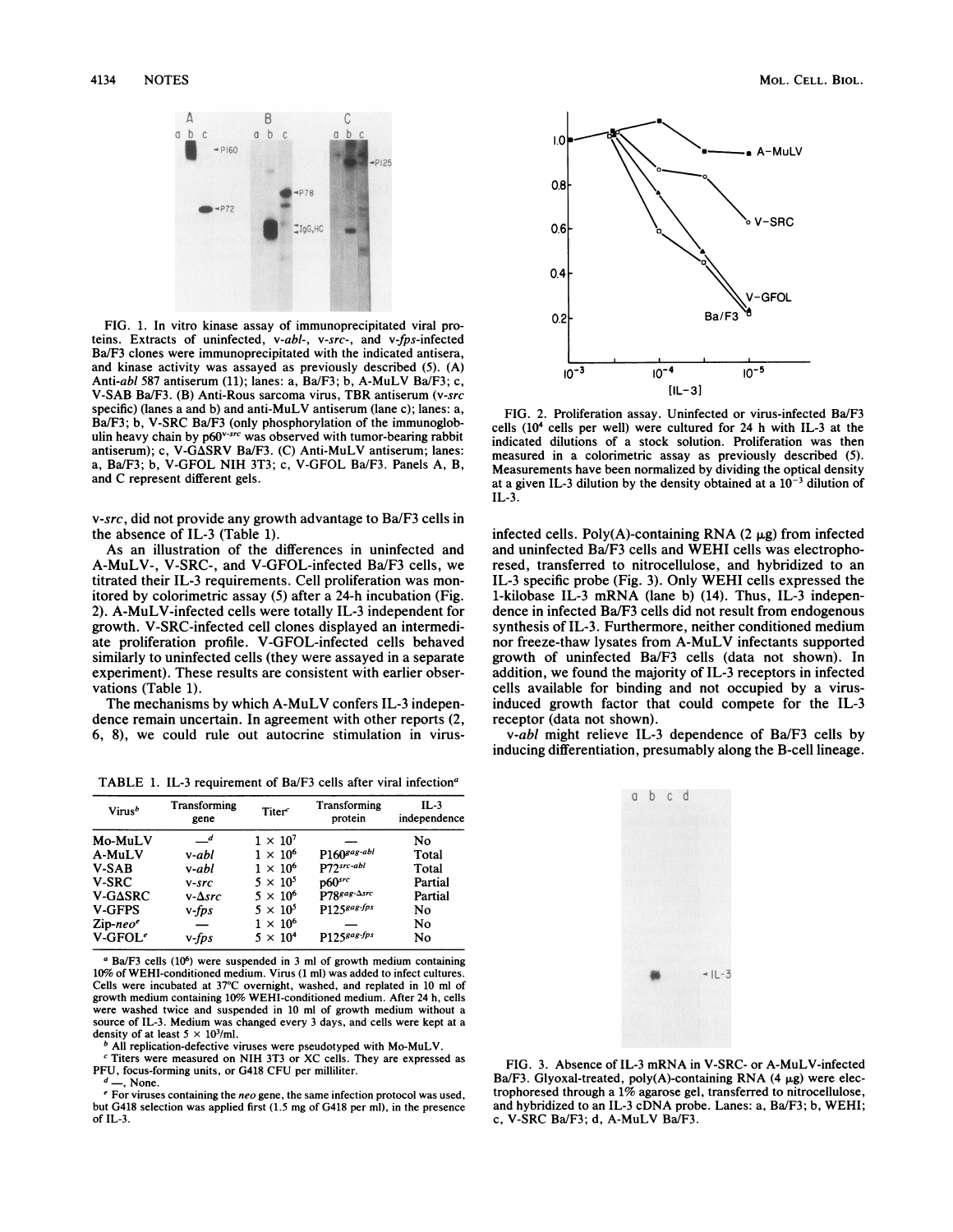FIG. 1. In vitro kinase assay of immunoprecipitated viral proteins. Extracts of uninfected, v-*abl*-, v-*src*-, and v-*fps*-infected Ba/F3 clones were immunoprecipitated with the indicated antisera, and kinase activity was assayed as previously described (5). (A) Anti-*abl* 587 antiserum (11); lanes: a, Ba/F3; b, A-MuLV Ba/F3; c, V-SAB Ba/F3. (B) Anti-Rous sarcoma virus, TBR antiserum (v-*src* specific) (lanes a and b) and anti-MuLV antiserum (lane c); lanes: a, Ba/F3; b, V-SRC Ba/F3 (only phosphorylation of the immunoglobulin heavy chain by p60[v-src] was observed with tumor-bearing rabbit antiserum); c, V-GΔSRV Ba/F3. (C) Anti-MuLV antiserum; lanes: a, Ba/F3; b, V-GFOL NIH 3T3; c, V-GFOL Ba/F3. Panels A, B, and C represent different gels.

v-*src*, did not provide any growth advantage to Ba/F3 cells in the absence of IL-3 (Table 1).

As an illustration of the differences in uninfected and A-MuLV-, V-SRC-, and V-GFOL-infected Ba/F3 cells, we titrated their IL-3 requirements. Cell proliferation was monitored by colorimetric assay (5) after a 24-h incubation (Fig. 2). A-MuLV-infected cells were totally IL-3 independent for growth. V-SRC-infected cell clones displayed an intermediate proliferation profile. V-GFOL-infected cells behaved similarly to uninfected cells (they were assayed in a separate experiment). These results are consistent with earlier observations (Table 1).

The mechanisms by which A-MuLV confers IL-3 independence remain uncertain. In agreement with other reports (2, 6, 8), we could rule out autocrine stimulation in virus-infected cells. Poly(A)-containing RNA (2 μg) from infected and uninfected Ba/F3 cells and WEHI cells was electrophoresed, transferred to nitrocellulose, and hybridized to an IL-3 specific probe (Fig. 3). Only WEHI cells expressed the 1-kilobase IL-3 mRNA (lane b) (14). Thus, IL-3 independence in infected Ba/F3 cells did not result from endogenous synthesis of IL-3. Furthermore, neither conditioned medium nor freeze-thaw lysates from A-MuLV infectants supported growth of uninfected Ba/F3 cells (data not shown). In addition, we found the majority of IL-3 receptors in infected cells available for binding and not occupied by a virus-induced growth factor that could compete for the IL-3 receptor (data not shown).

v-*abl* might relieve IL-3 dependence of Ba/F3 cells by inducing differentiation, presumably along the B-cell lineage.

FIG. 2. Proliferation assay. Uninfected or virus-infected Ba/F3 cells ($10^4$ cells per well) were cultured for 24 h with IL-3 at the indicated dilutions of a stock solution. Proliferation was then measured in a colorimetric assay as previously described (5). Measurements have been normalized by dividing the optical density at a given IL-3 dilution by the density obtained at a $10^{-3}$ dilution of IL-3.

TABLE 1. IL-3 requirement of Ba/F3 cells after viral infection[a]

| Virus[b] | Transforming gene | Titer[c] | Transforming protein | IL-3 independence |
|---|---|---|---|---|
| Mo-MuLV | —[d] | $1 \times 10^7$ | — | No |
| A-MuLV | v-*abl* | $1 \times 10^6$ | P160[gag-abl] | Total |
| V-SAB | v-*abl* | $1 \times 10^6$ | P72[src-abl] | Total |
| V-SRC | v-*src* | $5 \times 10^5$ | p60[src] | Partial |
| V-GΔSRC | v-Δ*src* | $5 \times 10^6$ | P78[gag-Δsrc] | Partial |
| V-GFPS | v-*fps* | $5 \times 10^5$ | P125[gag-fps] | No |
| Zip-*neo*[e] | — | $1 \times 10^6$ | — | No |
| V-GFOL[e] | v-*fps* | $5 \times 10^4$ | P125[gag-fps] | No |

[a] Ba/F3 cells ($10^6$) were suspended in 3 ml of growth medium containing 10% of WEHI-conditioned medium. Virus (1 ml) was added to infect cultures. Cells were incubated at 37°C overnight, washed, and replated in 10 ml of growth medium containing 10% WEHI-conditioned medium. After 24 h, cells were washed twice and suspended in 10 ml of growth medium without a source of IL-3. Medium was changed every 3 days, and cells were kept at a density of at least $5 \times 10^3$/ml.

[b] All replication-defective viruses were pseudotyped with Mo-MuLV.

[c] Titers were measured on NIH 3T3 or XC cells. They are expressed as PFU, focus-forming units, or G418 CFU per milliliter.

[d] —, None.

[e] For viruses containing the *neo* gene, the same infection protocol was used, but G418 selection was applied first (1.5 mg of G418 per ml), in the presence of IL-3.

FIG. 3. Absence of IL-3 mRNA in V-SRC- or A-MuLV-infected Ba/F3. Glyoxal-treated, poly(A)-containing RNA (4 μg) were electrophoresed through a 1% agarose gel, transferred to nitrocellulose, and hybridized to an IL-3 cDNA probe. Lanes: a, Ba/F3; b, WEHI; c, V-SRC Ba/F3; d, A-MuLV Ba/F3.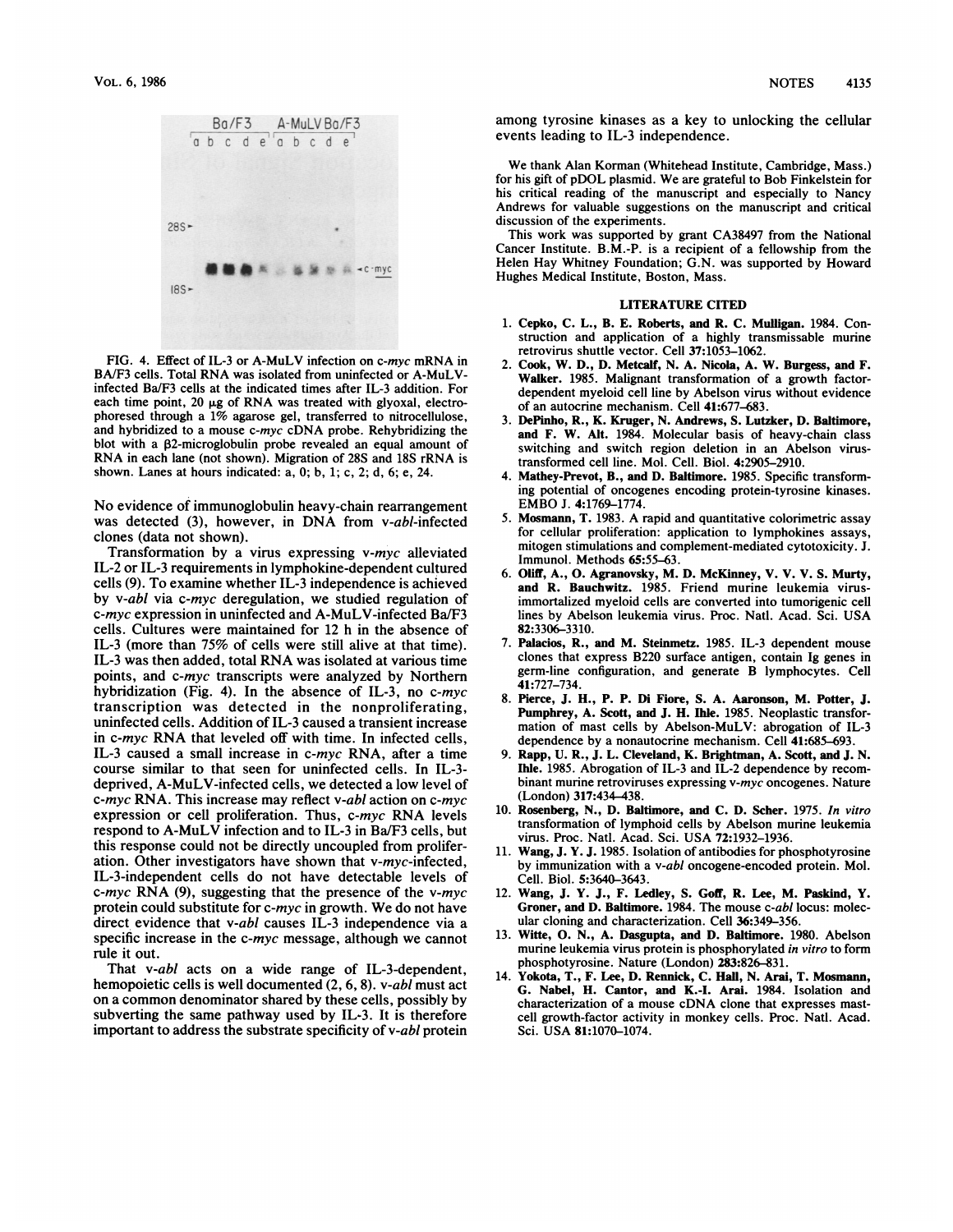Ba/F3 A-MuLV Ba/F3

a b c d e a b c d e

28S-

-c-myc

18S-

FIG. 4. Effect of IL-3 or A-MuLV infection on c-*myc* mRNA in BA/F3 cells. Total RNA was isolated from uninfected or A-MuLV-infected Ba/F3 cells at the indicated times after IL-3 addition. For each time point, 20 μg of RNA was treated with glyoxal, electrophoresed through a 1% agarose gel, transferred to nitrocellulose, and hybridized to a mouse c-*myc* cDNA probe. Rehybridizing the blot with a β2-microglobulin probe revealed an equal amount of RNA in each lane (not shown). Migration of 28S and 18S rRNA is shown. Lanes at hours indicated: a, 0; b, 1; c, 2; d, 6; e, 24.

No evidence of immunoglobulin heavy-chain rearrangement was detected (3), however, in DNA from v-*abl*-infected clones (data not shown).

Transformation by a virus expressing v-*myc* alleviated IL-2 or IL-3 requirements in lymphokine-dependent cultured cells (9). To examine whether IL-3 independence is achieved by v-*abl* via c-*myc* deregulation, we studied regulation of c-*myc* expression in uninfected and A-MuLV-infected Ba/F3 cells. Cultures were maintained for 12 h in the absence of IL-3 (more than 75% of cells were still alive at that time). IL-3 was then added, total RNA was isolated at various time points, and c-*myc* transcripts were analyzed by Northern hybridization (Fig. 4). In the absence of IL-3, no c-*myc* transcription was detected in the nonproliferating, uninfected cells. Addition of IL-3 caused a transient increase in c-*myc* RNA that leveled off with time. In infected cells, IL-3 caused a small increase in c-*myc* RNA, after a time course similar to that seen for uninfected cells. In IL-3-deprived, A-MuLV-infected cells, we detected a low level of c-*myc* RNA. This increase may reflect v-*abl* action on c-*myc* expression or cell proliferation. Thus, c-*myc* RNA levels respond to A-MuLV infection and to IL-3 in Ba/F3 cells, but this response could not be directly uncoupled from proliferation. Other investigators have shown that v-*myc*-infected, IL-3-independent cells do not have detectable levels of c-*myc* RNA (9), suggesting that the presence of the v-*myc* protein could substitute for c-*myc* in growth. We do not have direct evidence that v-*abl* causes IL-3 independence via a specific increase in the c-*myc* message, although we cannot rule it out.

That v-*abl* acts on a wide range of IL-3-dependent, hemopoietic cells is well documented (2, 6, 8). v-*abl* must act on a common denominator shared by these cells, possibly by subverting the same pathway used by IL-3. It is therefore important to address the substrate specificity of v-*abl* protein among tyrosine kinases as a key to unlocking the cellular events leading to IL-3 independence.

We thank Alan Korman (Whitehead Institute, Cambridge, Mass.) for his gift of pDOL plasmid. We are grateful to Bob Finkelstein for his critical reading of the manuscript and especially to Nancy Andrews for valuable suggestions on the manuscript and critical discussion of the experiments.

This work was supported by grant CA38497 from the National Cancer Institute. B.M.-P. is a recipient of a fellowship from the Helen Hay Whitney Foundation; G.N. was supported by Howard Hughes Medical Institute, Boston, Mass.

## LITERATURE CITED

1. **Cepko, C. L., B. E. Roberts, and R. C. Mulligan.** 1984. Construction and application of a highly transmissable murine retrovirus shuttle vector. Cell **37**:1053–1062.
2. **Cook, W. D., D. Metcalf, N. A. Nicola, A. W. Burgess, and F. Walker.** 1985. Malignant transformation of a growth factor-dependent myeloid cell line by Abelson virus without evidence of an autocrine mechanism. Cell **41**:677–683.
3. **DePinho, R., K. Kruger, N. Andrews, S. Lutzker, D. Baltimore, and F. W. Alt.** 1984. Molecular basis of heavy-chain class switching and switch region deletion in an Abelson virus-transformed cell line. Mol. Cell. Biol. **4**:2905–2910.
4. **Mathey-Prevot, B., and D. Baltimore.** 1985. Specific transforming potential of oncogenes encoding protein-tyrosine kinases. EMBO J. **4**:1769–1774.
5. **Mosmann, T.** 1983. A rapid and quantitative colorimetric assay for cellular proliferation: application to lymphokines assays, mitogen stimulations and complement-mediated cytotoxicity. J. Immunol. Methods **65**:55–63.
6. **Oliff, A., O. Agranovsky, M. D. McKinney, V. V. V. S. Murty, and R. Bauchwitz.** 1985. Friend murine leukemia virus-immortalized myeloid cells are converted into tumorigenic cell lines by Abelson leukemia virus. Proc. Natl. Acad. Sci. USA **82**:3306–3310.
7. **Palacios, R., and M. Steinmetz.** 1985. IL-3 dependent mouse clones that express B220 surface antigen, contain Ig genes in germ-line configuration, and generate B lymphocytes. Cell **41**:727–734.
8. **Pierce, J. H., P. P. Di Fiore, S. A. Aaronson, M. Potter, J. Pumphrey, A. Scott, and J. H. Ihle.** 1985. Neoplastic transformation of mast cells by Abelson-MuLV: abrogation of IL-3 dependence by a nonautocrine mechanism. Cell **41**:685–693.
9. **Rapp, U. R., J. L. Cleveland, K. Brightman, A. Scott, and J. N. Ihle.** 1985. Abrogation of IL-3 and IL-2 dependence by recombinant murine retroviruses expressing v-*myc* oncogenes. Nature (London) **317**:434–438.
10. **Rosenberg, N., D. Baltimore, and C. D. Scher.** 1975. *In vitro* transformation of lymphoid cells by Abelson murine leukemia virus. Proc. Natl. Acad. Sci. USA **72**:1932–1936.
11. **Wang, J. Y. J.** 1985. Isolation of antibodies for phosphotyrosine by immunization with a v-*abl* oncogene-encoded protein. Mol. Cell. Biol. **5**:3640–3643.
12. **Wang, J. Y. J., F. Ledley, S. Goff, R. Lee, M. Paskind, Y. Groner, and D. Baltimore.** 1984. The mouse c-*abl* locus: molecular cloning and characterization. Cell **36**:349–356.
13. **Witte, O. N., A. Dasgupta, and D. Baltimore.** 1980. Abelson murine leukemia virus protein is phosphorylated *in vitro* to form phosphotyrosine. Nature (London) **283**:826–831.
14. **Yokota, T., F. Lee, D. Rennick, C. Hall, N. Arai, T. Mosmann, G. Nabel, H. Cantor, and K.-I. Arai.** 1984. Isolation and characterization of a mouse cDNA clone that expresses mast-cell growth-factor activity in monkey cells. Proc. Natl. Acad. Sci. USA **81**:1070–1074.